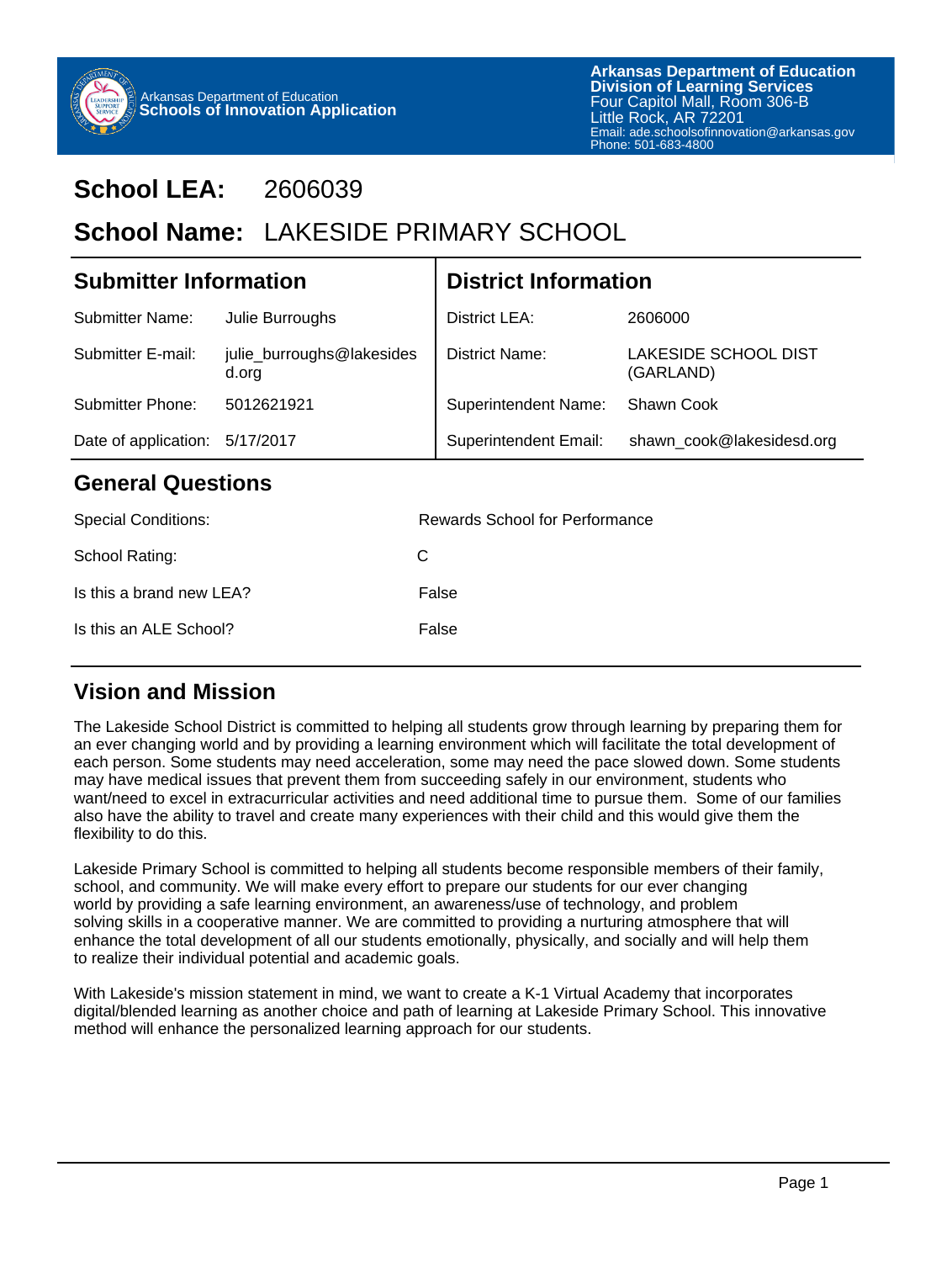Arkansas Department of Education
**Schools of Innovation Application**

**Arkansas Department of Education**
**Division of Learning Services**
Four Capitol Mall, Room 306-B
Little Rock, AR 72201
Email: ade.schoolsofinnovation@arkansas.gov
Phone: 501-683-4800

# School LEA: 2606039

# School Name: LAKESIDE PRIMARY SCHOOL

| Submitter Information | | District Information | |
|---|---|---|---|
| Submitter Name: | Julie Burroughs | District LEA: | 2606000 |
| Submitter E-mail: | julie_burroughs@lakesidesd.org | District Name: | LAKESIDE SCHOOL DIST (GARLAND) |
| Submitter Phone: | 5012621921 | Superintendent Name: | Shawn Cook |
| Date of application: | 5/17/2017 | Superintendent Email: | shawn_cook@lakesidesd.org |

## General Questions

| | |
|---|---|
| Special Conditions: | Rewards School for Performance |
| School Rating: | C |
| Is this a brand new LEA? | False |
| Is this an ALE School? | False |

## Vision and Mission

The Lakeside School District is committed to helping all students grow through learning by preparing them for an ever changing world and by providing a learning environment which will facilitate the total development of each person. Some students may need acceleration, some may need the pace slowed down. Some students may have medical issues that prevent them from succeeding safely in our environment, students who want/need to excel in extracurricular activities and need additional time to pursue them. Some of our families also have the ability to travel and create many experiences with their child and this would give them the flexibility to do this.

Lakeside Primary School is committed to helping all students become responsible members of their family, school, and community. We will make every effort to prepare our students for our ever changing world by providing a safe learning environment, an awareness/use of technology, and problem solving skills in a cooperative manner. We are committed to providing a nurturing atmosphere that will enhance the total development of all our students emotionally, physically, and socially and will help them to realize their individual potential and academic goals.

With Lakeside's mission statement in mind, we want to create a K-1 Virtual Academy that incorporates digital/blended learning as another choice and path of learning at Lakeside Primary School. This innovative method will enhance the personalized learning approach for our students.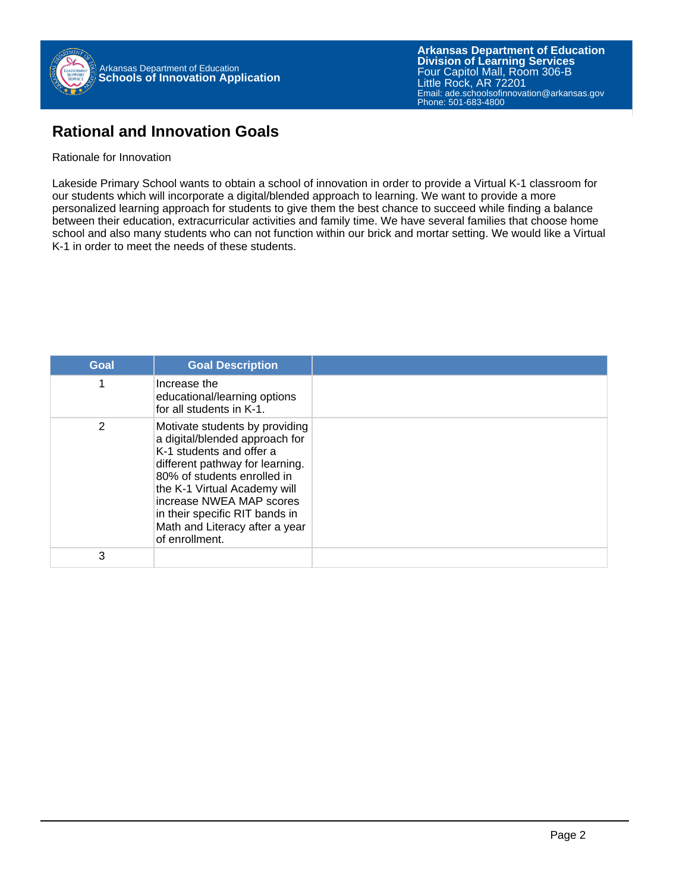# Rational and Innovation Goals

Rationale for Innovation

Lakeside Primary School wants to obtain a school of innovation in order to provide a Virtual K-1 classroom for our students which will incorporate a digital/blended approach to learning. We want to provide a more personalized learning approach for students to give them the best chance to succeed while finding a balance between their education, extracurricular activities and family time. We have several families that choose home school and also many students who can not function within our brick and mortar setting. We would like a Virtual K-1 in order to meet the needs of these students.

| Goal | Goal Description | |
|---|---|---|
| 1 | Increase the educational/learning options for all students in K-1. | |
| 2 | Motivate students by providing a digital/blended approach for K-1 students and offer a different pathway for learning. 80% of students enrolled in the K-1 Virtual Academy will increase NWEA MAP scores in their specific RIT bands in Math and Literacy after a year of enrollment. | |
| 3 | | |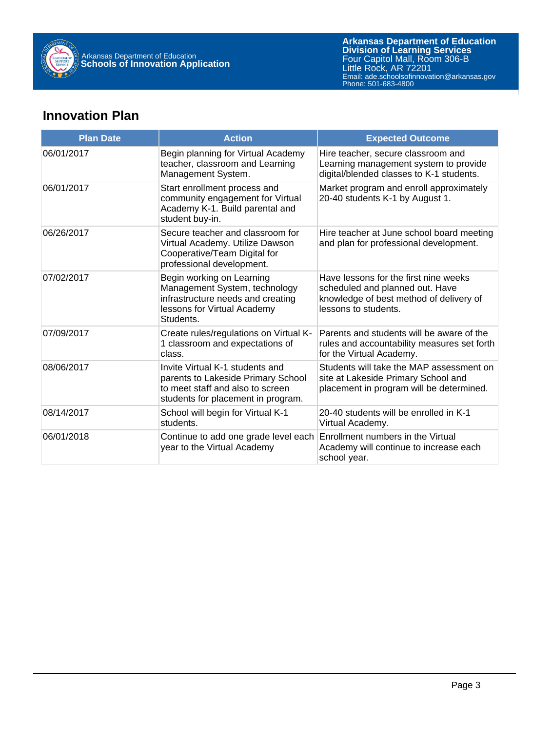## Innovation Plan

| Plan Date | Action | Expected Outcome |
|---|---|---|
| 06/01/2017 | Begin planning for Virtual Academy teacher, classroom and Learning Management System. | Hire teacher, secure classroom and Learning management system to provide digital/blended classes to K-1 students. |
| 06/01/2017 | Start enrollment process and community engagement for Virtual Academy K-1. Build parental and student buy-in. | Market program and enroll approximately 20-40 students K-1 by August 1. |
| 06/26/2017 | Secure teacher and classroom for Virtual Academy. Utilize Dawson Cooperative/Team Digital for professional development. | Hire teacher at June school board meeting and plan for professional development. |
| 07/02/2017 | Begin working on Learning Management System, technology infrastructure needs and creating lessons for Virtual Academy Students. | Have lessons for the first nine weeks scheduled and planned out. Have knowledge of best method of delivery of lessons to students. |
| 07/09/2017 | Create rules/regulations on Virtual K-1 classroom and expectations of class. | Parents and students will be aware of the rules and accountability measures set forth for the Virtual Academy. |
| 08/06/2017 | Invite Virtual K-1 students and parents to Lakeside Primary School to meet staff and also to screen students for placement in program. | Students will take the MAP assessment on site at Lakeside Primary School and placement in program will be determined. |
| 08/14/2017 | School will begin for Virtual K-1 students. | 20-40 students will be enrolled in K-1 Virtual Academy. |
| 06/01/2018 | Continue to add one grade level each year to the Virtual Academy | Enrollment numbers in the Virtual Academy will continue to increase each school year. |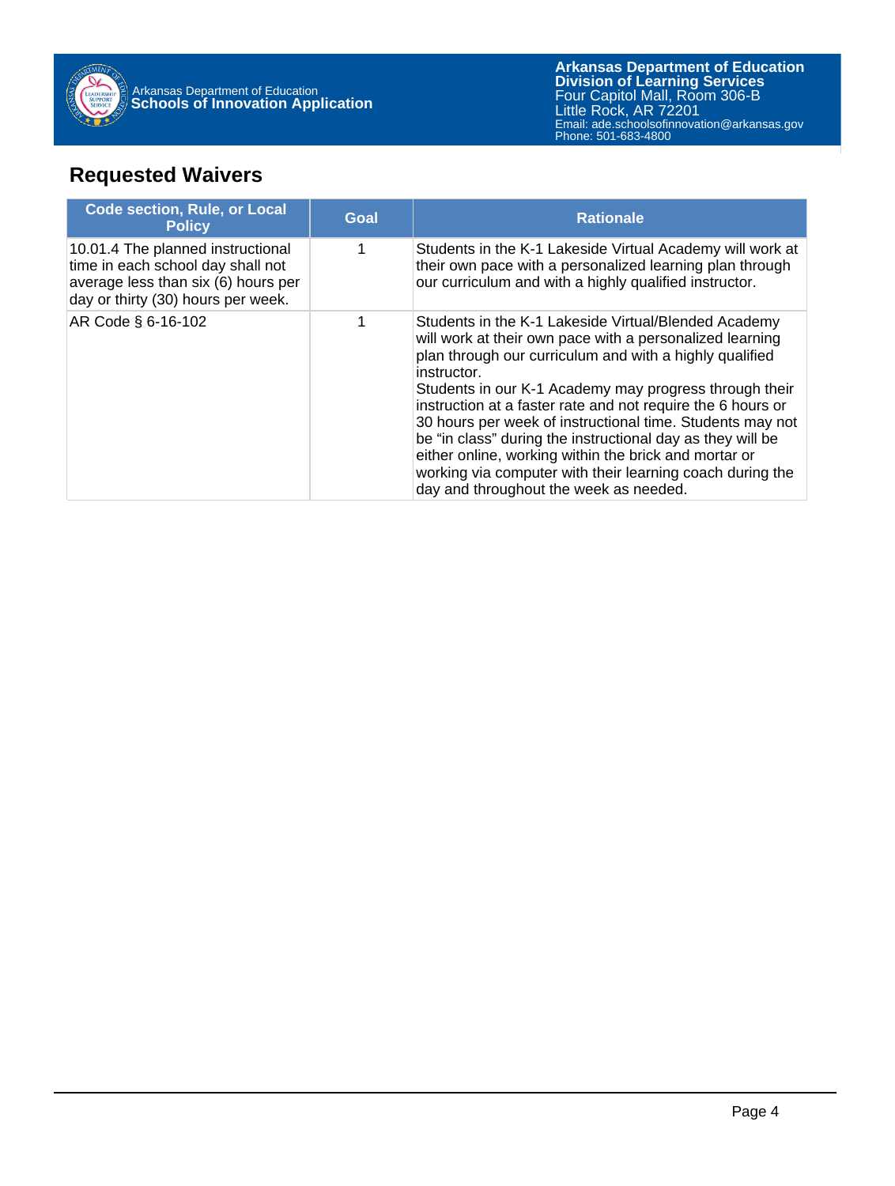## Requested Waivers

| Code section, Rule, or Local Policy | Goal | Rationale |
| --- | --- | --- |
| 10.01.4 The planned instructional time in each school day shall not average less than six (6) hours per day or thirty (30) hours per week. | 1 | Students in the K-1 Lakeside Virtual Academy will work at their own pace with a personalized learning plan through our curriculum and with a highly qualified instructor. |
| AR Code § 6-16-102 | 1 | Students in the K-1 Lakeside Virtual/Blended Academy will work at their own pace with a personalized learning plan through our curriculum and with a highly qualified instructor.<br>Students in our K-1 Academy may progress through their instruction at a faster rate and not require the 6 hours or 30 hours per week of instructional time. Students may not be "in class" during the instructional day as they will be either online, working within the brick and mortar or working via computer with their learning coach during the day and throughout the week as needed. |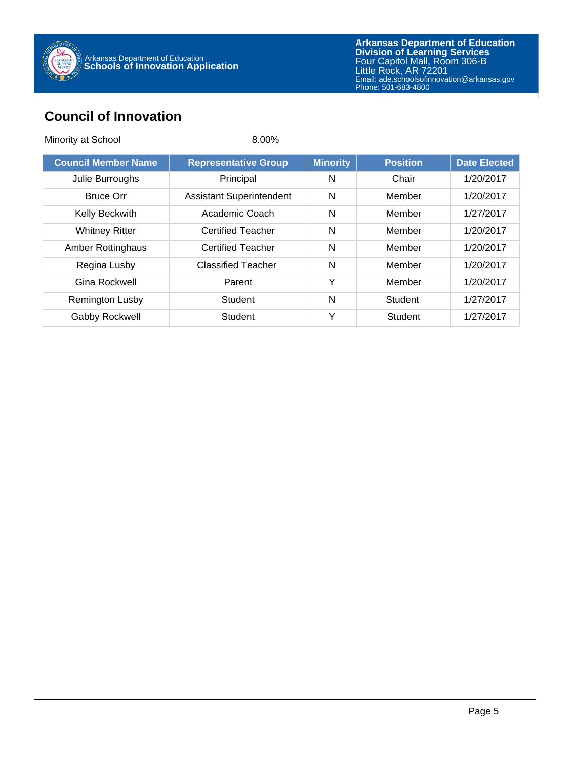## Council of Innovation

Minority at School 8.00%

| Council Member Name | Representative Group | Minority | Position | Date Elected |
|---|---|---|---|---|
| Julie Burroughs | Principal | N | Chair | 1/20/2017 |
| Bruce Orr | Assistant Superintendent | N | Member | 1/20/2017 |
| Kelly Beckwith | Academic Coach | N | Member | 1/27/2017 |
| Whitney Ritter | Certified Teacher | N | Member | 1/20/2017 |
| Amber Rottinghaus | Certified Teacher | N | Member | 1/20/2017 |
| Regina Lusby | Classified Teacher | N | Member | 1/20/2017 |
| Gina Rockwell | Parent | Y | Member | 1/20/2017 |
| Remington Lusby | Student | N | Student | 1/27/2017 |
| Gabby Rockwell | Student | Y | Student | 1/27/2017 |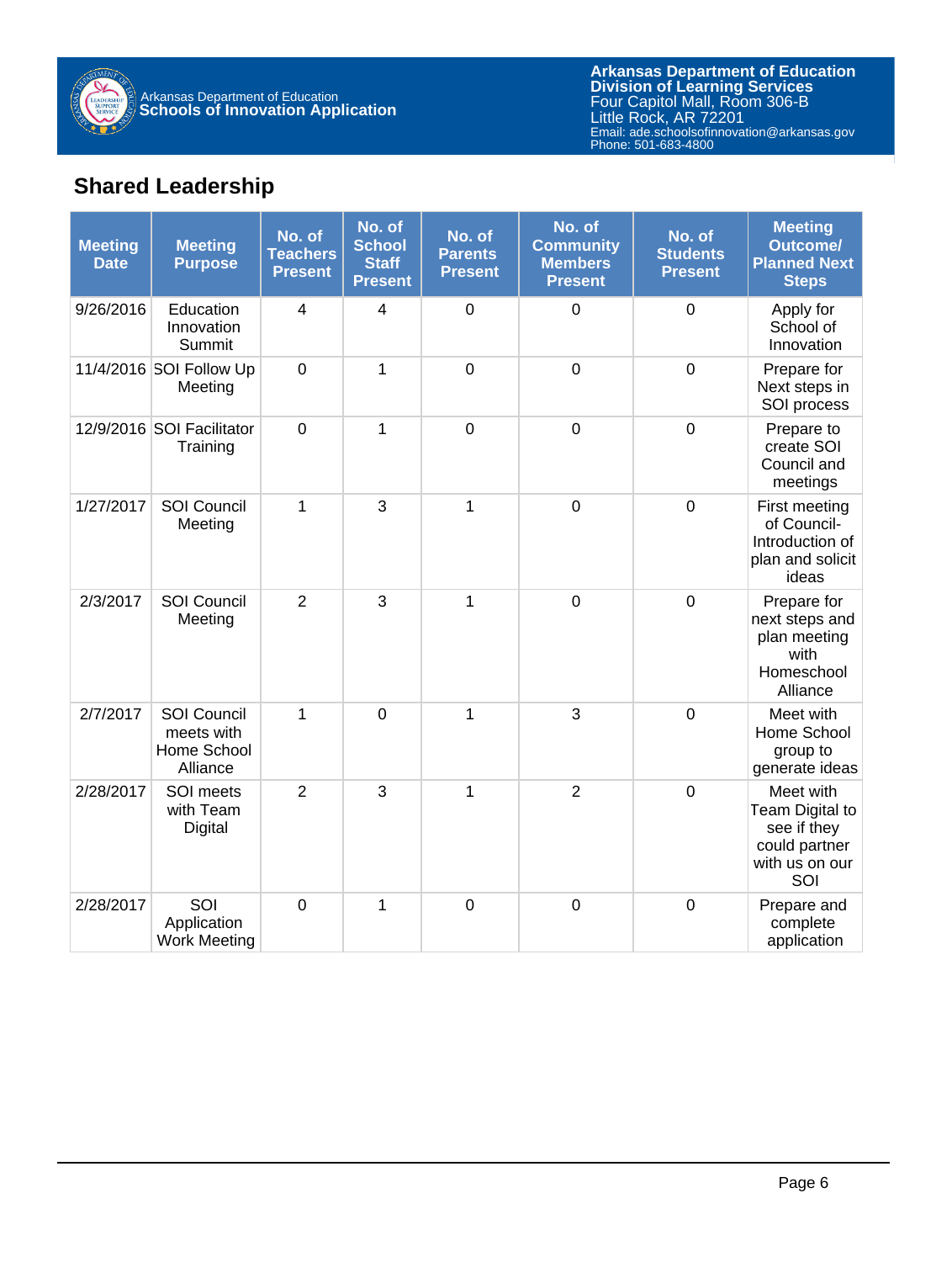## Shared Leadership

| Meeting Date | Meeting Purpose | No. of Teachers Present | No. of School Staff Present | No. of Parents Present | No. of Community Members Present | No. of Students Present | Meeting Outcome/ Planned Next Steps |
|---|---|---|---|---|---|---|---|
| 9/26/2016 | Education Innovation Summit | 4 | 4 | 0 | 0 | 0 | Apply for School of Innovation |
| 11/4/2016 | SOI Follow Up Meeting | 0 | 1 | 0 | 0 | 0 | Prepare for Next steps in SOI process |
| 12/9/2016 | SOI Facilitator Training | 0 | 1 | 0 | 0 | 0 | Prepare to create SOI Council and meetings |
| 1/27/2017 | SOI Council Meeting | 1 | 3 | 1 | 0 | 0 | First meeting of Council- Introduction of plan and solicit ideas |
| 2/3/2017 | SOI Council Meeting | 2 | 3 | 1 | 0 | 0 | Prepare for next steps and plan meeting with Homeschool Alliance |
| 2/7/2017 | SOI Council meets with Home School Alliance | 1 | 0 | 1 | 3 | 0 | Meet with Home School group to generate ideas |
| 2/28/2017 | SOI meets with Team Digital | 2 | 3 | 1 | 2 | 0 | Meet with Team Digital to see if they could partner with us on our SOI |
| 2/28/2017 | SOI Application Work Meeting | 0 | 1 | 0 | 0 | 0 | Prepare and complete application |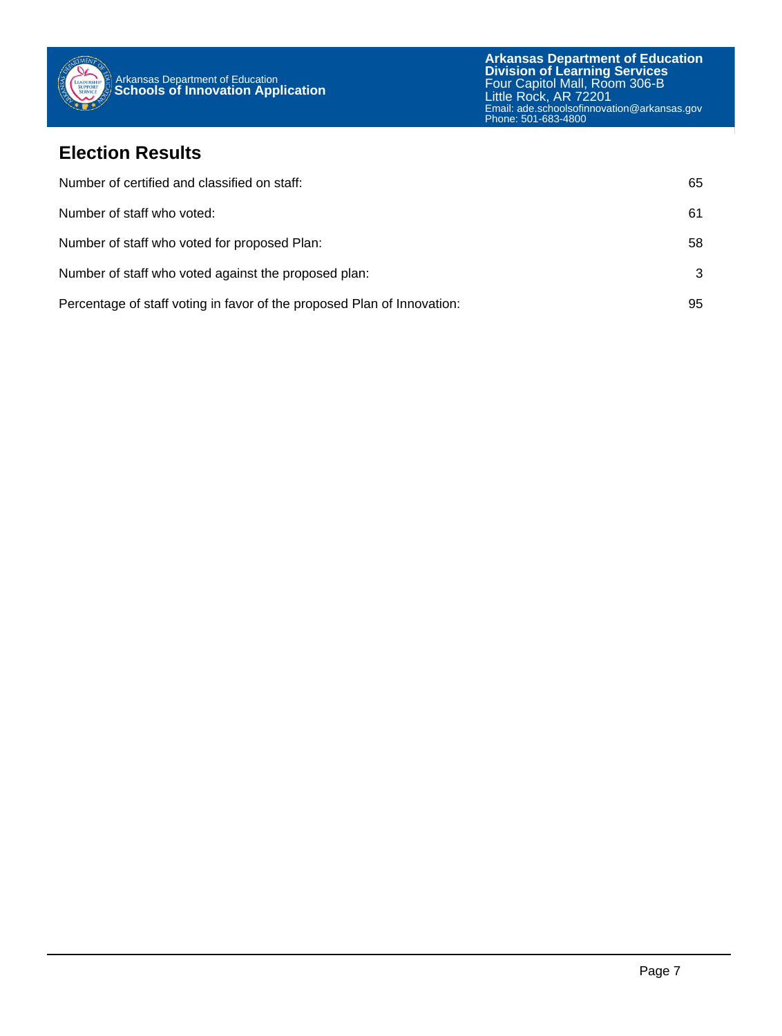## Election Results

| | |
|---|---|
| Number of certified and classified on staff: | 65 |
| Number of staff who voted: | 61 |
| Number of staff who voted for proposed Plan: | 58 |
| Number of staff who voted against the proposed plan: | 3 |
| Percentage of staff voting in favor of the proposed Plan of Innovation: | 95 |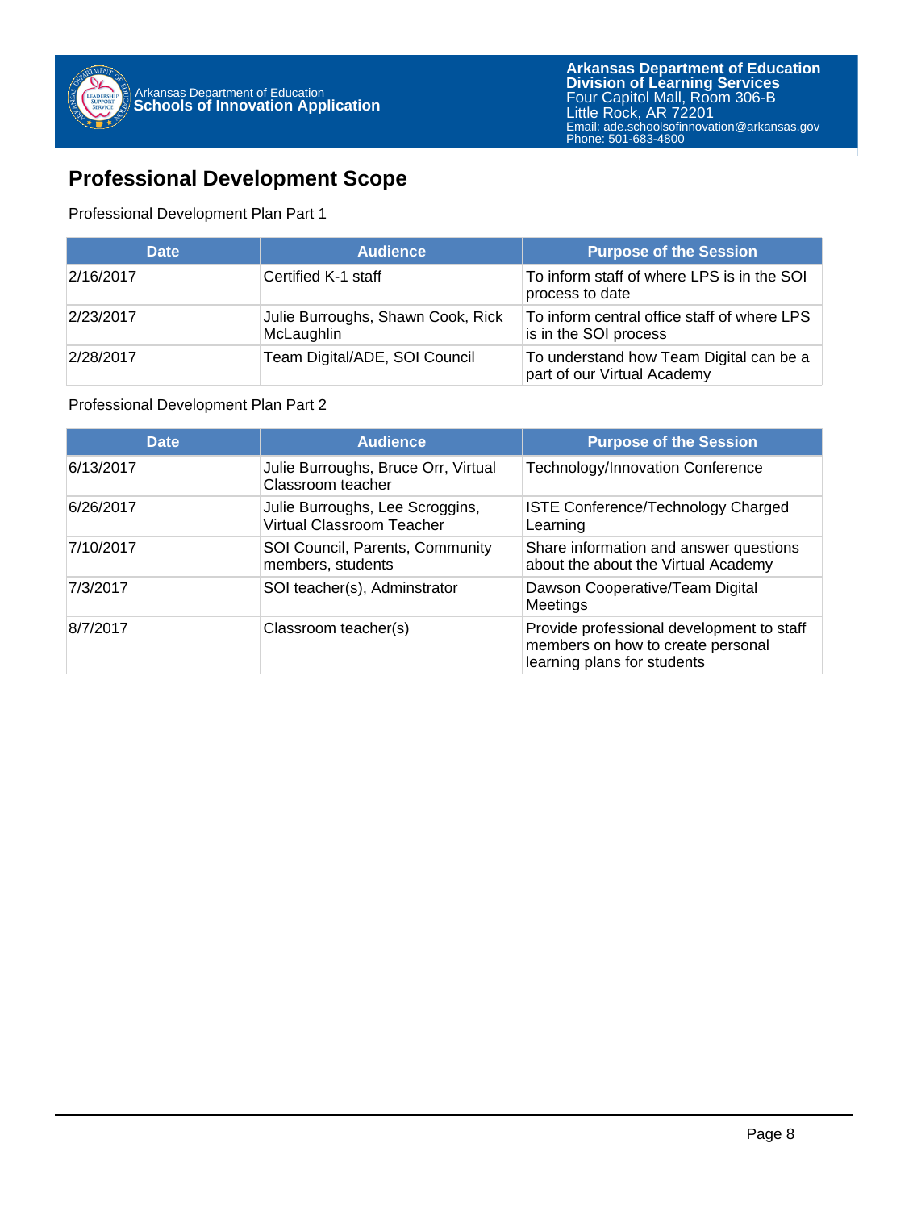## Professional Development Scope

Professional Development Plan Part 1

| Date | Audience | Purpose of the Session |
|---|---|---|
| 2/16/2017 | Certified K-1 staff | To inform staff of where LPS is in the SOI process to date |
| 2/23/2017 | Julie Burroughs, Shawn Cook, Rick McLaughlin | To inform central office staff of where LPS is in the SOI process |
| 2/28/2017 | Team Digital/ADE, SOI Council | To understand how Team Digital can be a part of our Virtual Academy |

Professional Development Plan Part 2

| Date | Audience | Purpose of the Session |
|---|---|---|
| 6/13/2017 | Julie Burroughs, Bruce Orr, Virtual Classroom teacher | Technology/Innovation Conference |
| 6/26/2017 | Julie Burroughs, Lee Scroggins, Virtual Classroom Teacher | ISTE Conference/Technology Charged Learning |
| 7/10/2017 | SOI Council, Parents, Community members, students | Share information and answer questions about the about the Virtual Academy |
| 7/3/2017 | SOI teacher(s), Adminstrator | Dawson Cooperative/Team Digital Meetings |
| 8/7/2017 | Classroom teacher(s) | Provide professional development to staff members on how to create personal learning plans for students |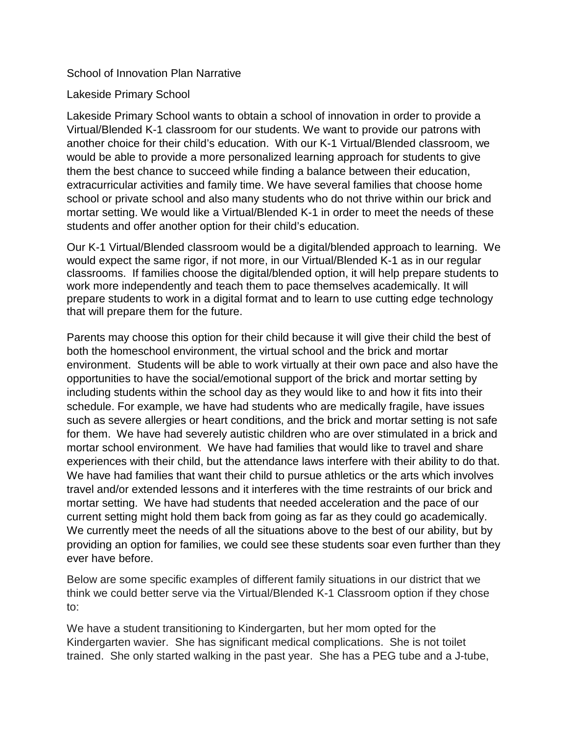School of Innovation Plan Narrative

Lakeside Primary School

Lakeside Primary School wants to obtain a school of innovation in order to provide a Virtual/Blended K-1 classroom for our students. We want to provide our patrons with another choice for their child's education. With our K-1 Virtual/Blended classroom, we would be able to provide a more personalized learning approach for students to give them the best chance to succeed while finding a balance between their education, extracurricular activities and family time. We have several families that choose home school or private school and also many students who do not thrive within our brick and mortar setting. We would like a Virtual/Blended K-1 in order to meet the needs of these students and offer another option for their child's education.

Our K-1 Virtual/Blended classroom would be a digital/blended approach to learning. We would expect the same rigor, if not more, in our Virtual/Blended K-1 as in our regular classrooms. If families choose the digital/blended option, it will help prepare students to work more independently and teach them to pace themselves academically. It will prepare students to work in a digital format and to learn to use cutting edge technology that will prepare them for the future.

Parents may choose this option for their child because it will give their child the best of both the homeschool environment, the virtual school and the brick and mortar environment. Students will be able to work virtually at their own pace and also have the opportunities to have the social/emotional support of the brick and mortar setting by including students within the school day as they would like to and how it fits into their schedule. For example, we have had students who are medically fragile, have issues such as severe allergies or heart conditions, and the brick and mortar setting is not safe for them. We have had severely autistic children who are over stimulated in a brick and mortar school environment. We have had families that would like to travel and share experiences with their child, but the attendance laws interfere with their ability to do that. We have had families that want their child to pursue athletics or the arts which involves travel and/or extended lessons and it interferes with the time restraints of our brick and mortar setting. We have had students that needed acceleration and the pace of our current setting might hold them back from going as far as they could go academically. We currently meet the needs of all the situations above to the best of our ability, but by providing an option for families, we could see these students soar even further than they ever have before.

Below are some specific examples of different family situations in our district that we think we could better serve via the Virtual/Blended K-1 Classroom option if they chose to:

We have a student transitioning to Kindergarten, but her mom opted for the Kindergarten wavier. She has significant medical complications. She is not toilet trained. She only started walking in the past year. She has a PEG tube and a J-tube,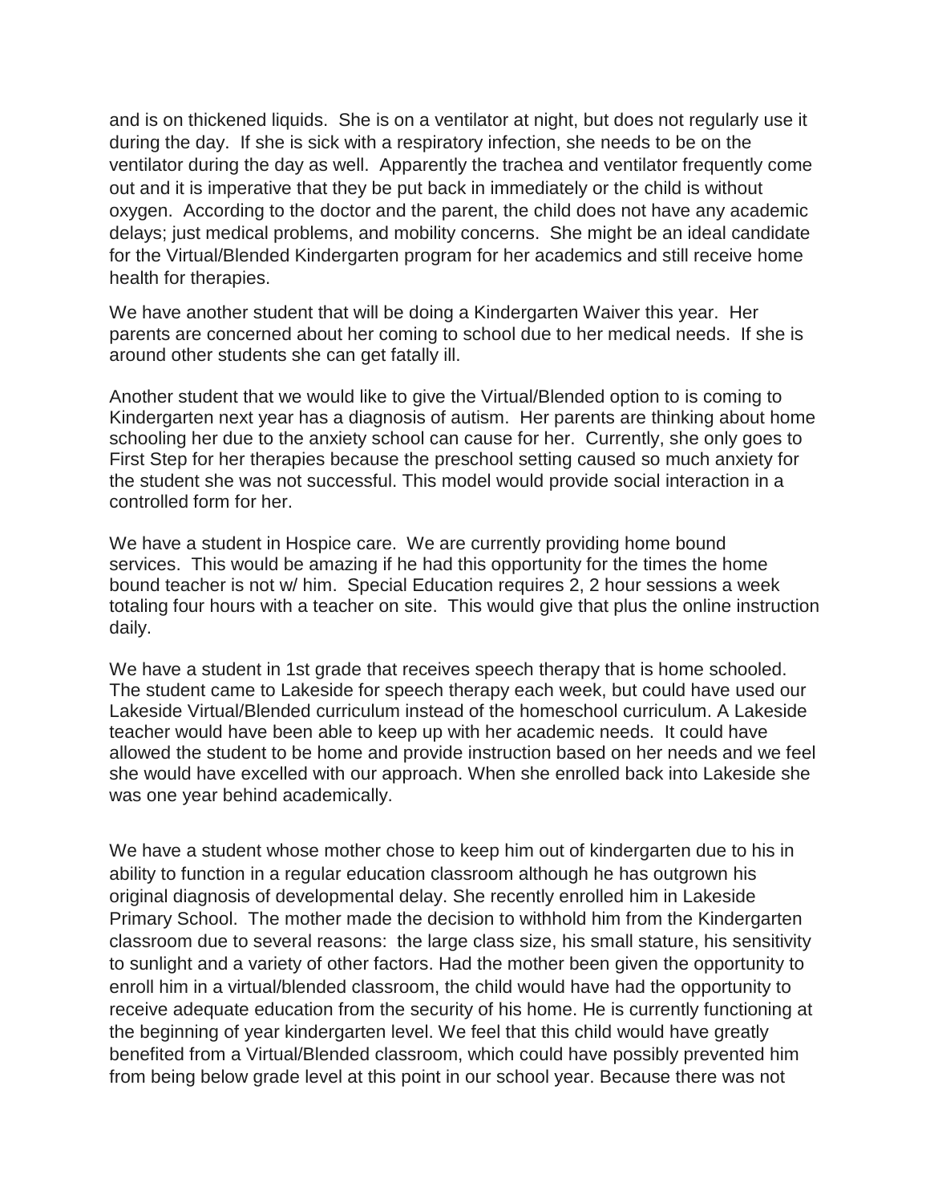and is on thickened liquids. She is on a ventilator at night, but does not regularly use it during the day. If she is sick with a respiratory infection, she needs to be on the ventilator during the day as well. Apparently the trachea and ventilator frequently come out and it is imperative that they be put back in immediately or the child is without oxygen. According to the doctor and the parent, the child does not have any academic delays; just medical problems, and mobility concerns. She might be an ideal candidate for the Virtual/Blended Kindergarten program for her academics and still receive home health for therapies.

We have another student that will be doing a Kindergarten Waiver this year. Her parents are concerned about her coming to school due to her medical needs. If she is around other students she can get fatally ill.

Another student that we would like to give the Virtual/Blended option to is coming to Kindergarten next year has a diagnosis of autism. Her parents are thinking about home schooling her due to the anxiety school can cause for her. Currently, she only goes to First Step for her therapies because the preschool setting caused so much anxiety for the student she was not successful. This model would provide social interaction in a controlled form for her.

We have a student in Hospice care. We are currently providing home bound services. This would be amazing if he had this opportunity for the times the home bound teacher is not w/ him. Special Education requires 2, 2 hour sessions a week totaling four hours with a teacher on site. This would give that plus the online instruction daily.

We have a student in 1st grade that receives speech therapy that is home schooled. The student came to Lakeside for speech therapy each week, but could have used our Lakeside Virtual/Blended curriculum instead of the homeschool curriculum. A Lakeside teacher would have been able to keep up with her academic needs. It could have allowed the student to be home and provide instruction based on her needs and we feel she would have excelled with our approach. When she enrolled back into Lakeside she was one year behind academically.

We have a student whose mother chose to keep him out of kindergarten due to his in ability to function in a regular education classroom although he has outgrown his original diagnosis of developmental delay. She recently enrolled him in Lakeside Primary School. The mother made the decision to withhold him from the Kindergarten classroom due to several reasons: the large class size, his small stature, his sensitivity to sunlight and a variety of other factors. Had the mother been given the opportunity to enroll him in a virtual/blended classroom, the child would have had the opportunity to receive adequate education from the security of his home. He is currently functioning at the beginning of year kindergarten level. We feel that this child would have greatly benefited from a Virtual/Blended classroom, which could have possibly prevented him from being below grade level at this point in our school year. Because there was not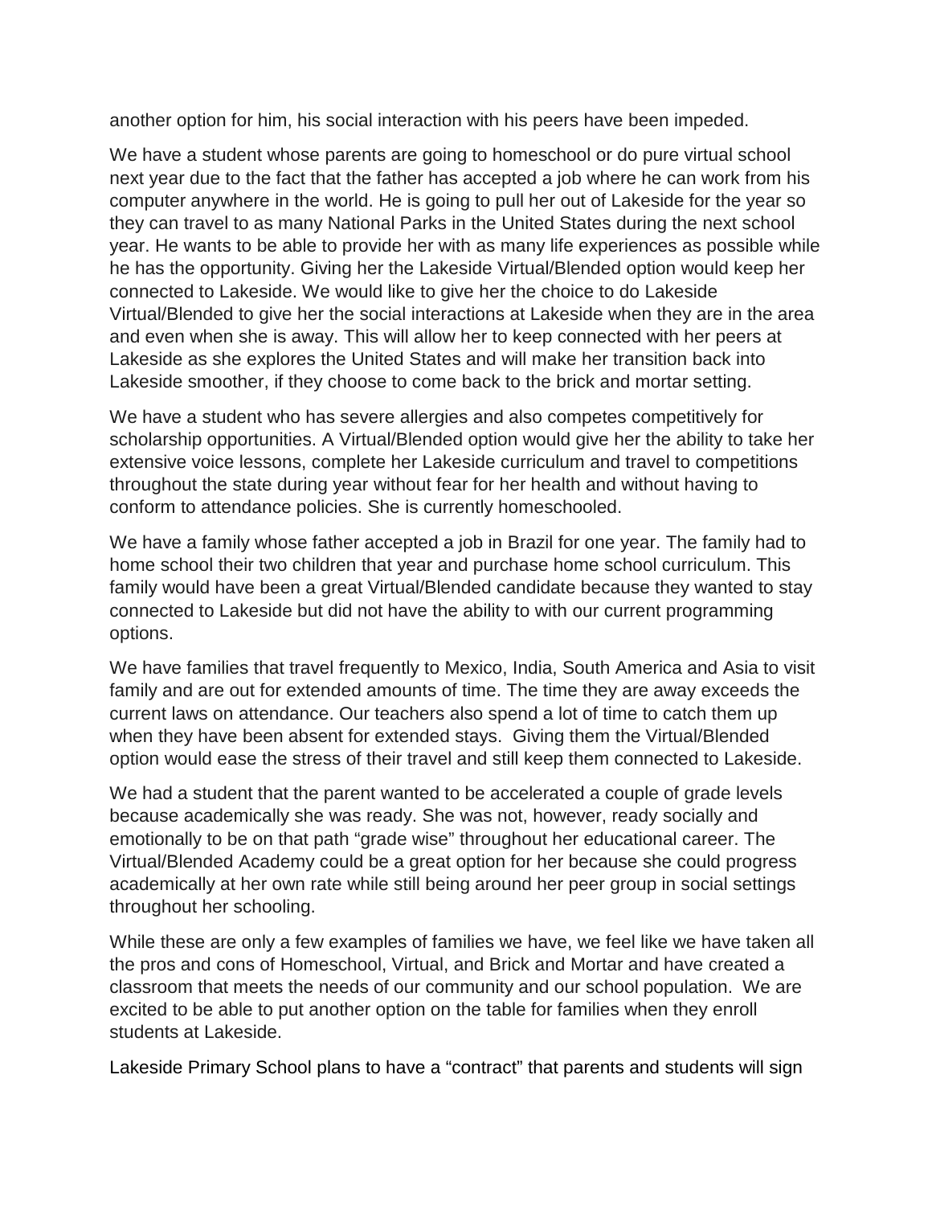another option for him, his social interaction with his peers have been impeded.

We have a student whose parents are going to homeschool or do pure virtual school next year due to the fact that the father has accepted a job where he can work from his computer anywhere in the world. He is going to pull her out of Lakeside for the year so they can travel to as many National Parks in the United States during the next school year. He wants to be able to provide her with as many life experiences as possible while he has the opportunity. Giving her the Lakeside Virtual/Blended option would keep her connected to Lakeside. We would like to give her the choice to do Lakeside Virtual/Blended to give her the social interactions at Lakeside when they are in the area and even when she is away. This will allow her to keep connected with her peers at Lakeside as she explores the United States and will make her transition back into Lakeside smoother, if they choose to come back to the brick and mortar setting.

We have a student who has severe allergies and also competes competitively for scholarship opportunities. A Virtual/Blended option would give her the ability to take her extensive voice lessons, complete her Lakeside curriculum and travel to competitions throughout the state during year without fear for her health and without having to conform to attendance policies. She is currently homeschooled.

We have a family whose father accepted a job in Brazil for one year. The family had to home school their two children that year and purchase home school curriculum. This family would have been a great Virtual/Blended candidate because they wanted to stay connected to Lakeside but did not have the ability to with our current programming options.

We have families that travel frequently to Mexico, India, South America and Asia to visit family and are out for extended amounts of time. The time they are away exceeds the current laws on attendance. Our teachers also spend a lot of time to catch them up when they have been absent for extended stays. Giving them the Virtual/Blended option would ease the stress of their travel and still keep them connected to Lakeside.

We had a student that the parent wanted to be accelerated a couple of grade levels because academically she was ready. She was not, however, ready socially and emotionally to be on that path "grade wise" throughout her educational career. The Virtual/Blended Academy could be a great option for her because she could progress academically at her own rate while still being around her peer group in social settings throughout her schooling.

While these are only a few examples of families we have, we feel like we have taken all the pros and cons of Homeschool, Virtual, and Brick and Mortar and have created a classroom that meets the needs of our community and our school population. We are excited to be able to put another option on the table for families when they enroll students at Lakeside.

Lakeside Primary School plans to have a "contract" that parents and students will sign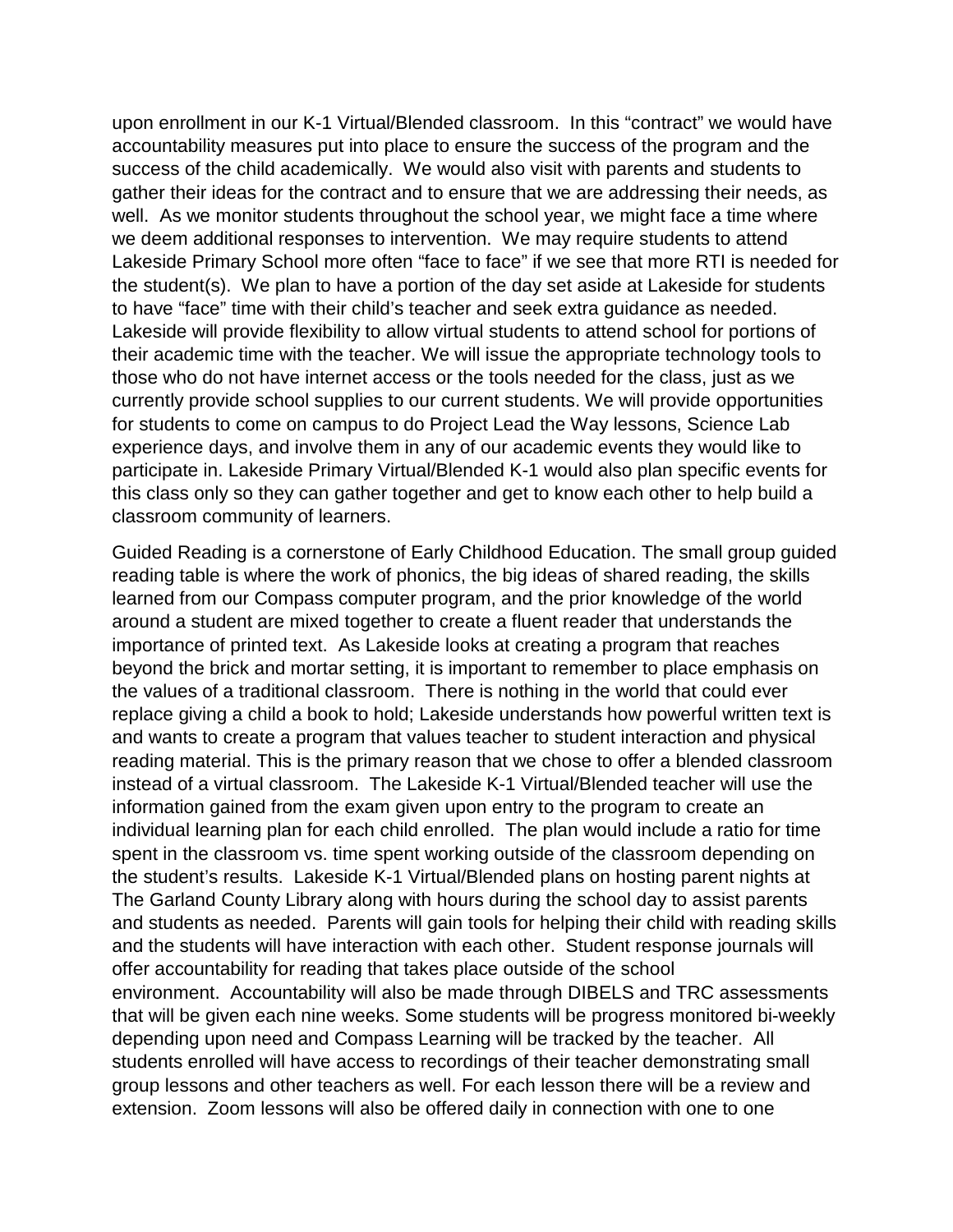upon enrollment in our K-1 Virtual/Blended classroom. In this "contract" we would have accountability measures put into place to ensure the success of the program and the success of the child academically. We would also visit with parents and students to gather their ideas for the contract and to ensure that we are addressing their needs, as well. As we monitor students throughout the school year, we might face a time where we deem additional responses to intervention. We may require students to attend Lakeside Primary School more often "face to face" if we see that more RTI is needed for the student(s). We plan to have a portion of the day set aside at Lakeside for students to have "face" time with their child's teacher and seek extra guidance as needed. Lakeside will provide flexibility to allow virtual students to attend school for portions of their academic time with the teacher. We will issue the appropriate technology tools to those who do not have internet access or the tools needed for the class, just as we currently provide school supplies to our current students. We will provide opportunities for students to come on campus to do Project Lead the Way lessons, Science Lab experience days, and involve them in any of our academic events they would like to participate in. Lakeside Primary Virtual/Blended K-1 would also plan specific events for this class only so they can gather together and get to know each other to help build a classroom community of learners.

Guided Reading is a cornerstone of Early Childhood Education. The small group guided reading table is where the work of phonics, the big ideas of shared reading, the skills learned from our Compass computer program, and the prior knowledge of the world around a student are mixed together to create a fluent reader that understands the importance of printed text. As Lakeside looks at creating a program that reaches beyond the brick and mortar setting, it is important to remember to place emphasis on the values of a traditional classroom. There is nothing in the world that could ever replace giving a child a book to hold; Lakeside understands how powerful written text is and wants to create a program that values teacher to student interaction and physical reading material. This is the primary reason that we chose to offer a blended classroom instead of a virtual classroom. The Lakeside K-1 Virtual/Blended teacher will use the information gained from the exam given upon entry to the program to create an individual learning plan for each child enrolled. The plan would include a ratio for time spent in the classroom vs. time spent working outside of the classroom depending on the student's results. Lakeside K-1 Virtual/Blended plans on hosting parent nights at The Garland County Library along with hours during the school day to assist parents and students as needed. Parents will gain tools for helping their child with reading skills and the students will have interaction with each other. Student response journals will offer accountability for reading that takes place outside of the school environment. Accountability will also be made through DIBELS and TRC assessments that will be given each nine weeks. Some students will be progress monitored bi-weekly depending upon need and Compass Learning will be tracked by the teacher. All students enrolled will have access to recordings of their teacher demonstrating small group lessons and other teachers as well. For each lesson there will be a review and extension. Zoom lessons will also be offered daily in connection with one to one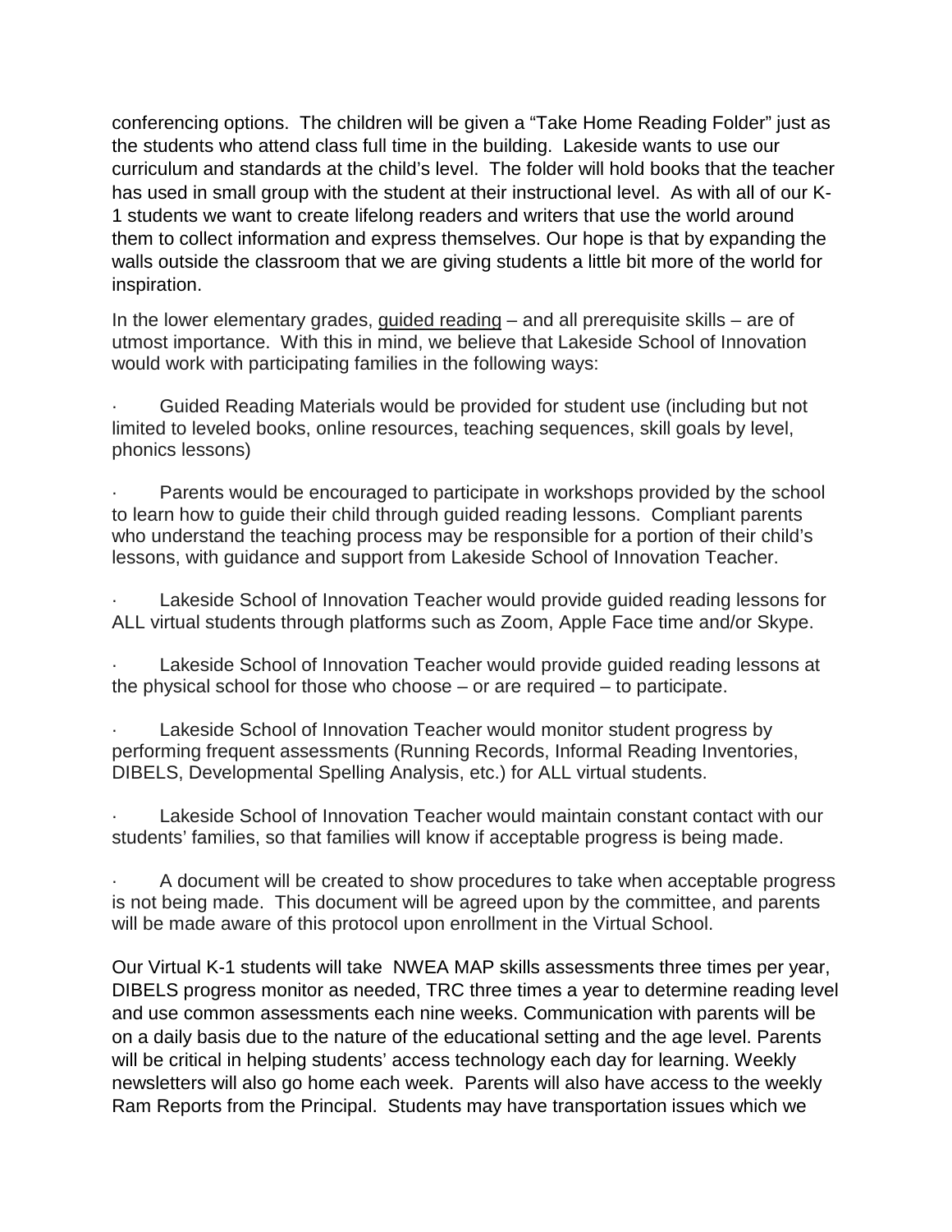conferencing options. The children will be given a "Take Home Reading Folder" just as the students who attend class full time in the building. Lakeside wants to use our curriculum and standards at the child's level. The folder will hold books that the teacher has used in small group with the student at their instructional level. As with all of our K-1 students we want to create lifelong readers and writers that use the world around them to collect information and express themselves. Our hope is that by expanding the walls outside the classroom that we are giving students a little bit more of the world for inspiration.

In the lower elementary grades, guided reading – and all prerequisite skills – are of utmost importance. With this in mind, we believe that Lakeside School of Innovation would work with participating families in the following ways:

- Guided Reading Materials would be provided for student use (including but not limited to leveled books, online resources, teaching sequences, skill goals by level, phonics lessons)

- Parents would be encouraged to participate in workshops provided by the school to learn how to guide their child through guided reading lessons. Compliant parents who understand the teaching process may be responsible for a portion of their child's lessons, with guidance and support from Lakeside School of Innovation Teacher.

- Lakeside School of Innovation Teacher would provide guided reading lessons for ALL virtual students through platforms such as Zoom, Apple Face time and/or Skype.

- Lakeside School of Innovation Teacher would provide guided reading lessons at the physical school for those who choose – or are required – to participate.

- Lakeside School of Innovation Teacher would monitor student progress by performing frequent assessments (Running Records, Informal Reading Inventories, DIBELS, Developmental Spelling Analysis, etc.) for ALL virtual students.

- Lakeside School of Innovation Teacher would maintain constant contact with our students' families, so that families will know if acceptable progress is being made.

- A document will be created to show procedures to take when acceptable progress is not being made. This document will be agreed upon by the committee, and parents will be made aware of this protocol upon enrollment in the Virtual School.

Our Virtual K-1 students will take NWEA MAP skills assessments three times per year, DIBELS progress monitor as needed, TRC three times a year to determine reading level and use common assessments each nine weeks. Communication with parents will be on a daily basis due to the nature of the educational setting and the age level. Parents will be critical in helping students' access technology each day for learning. Weekly newsletters will also go home each week. Parents will also have access to the weekly Ram Reports from the Principal. Students may have transportation issues which we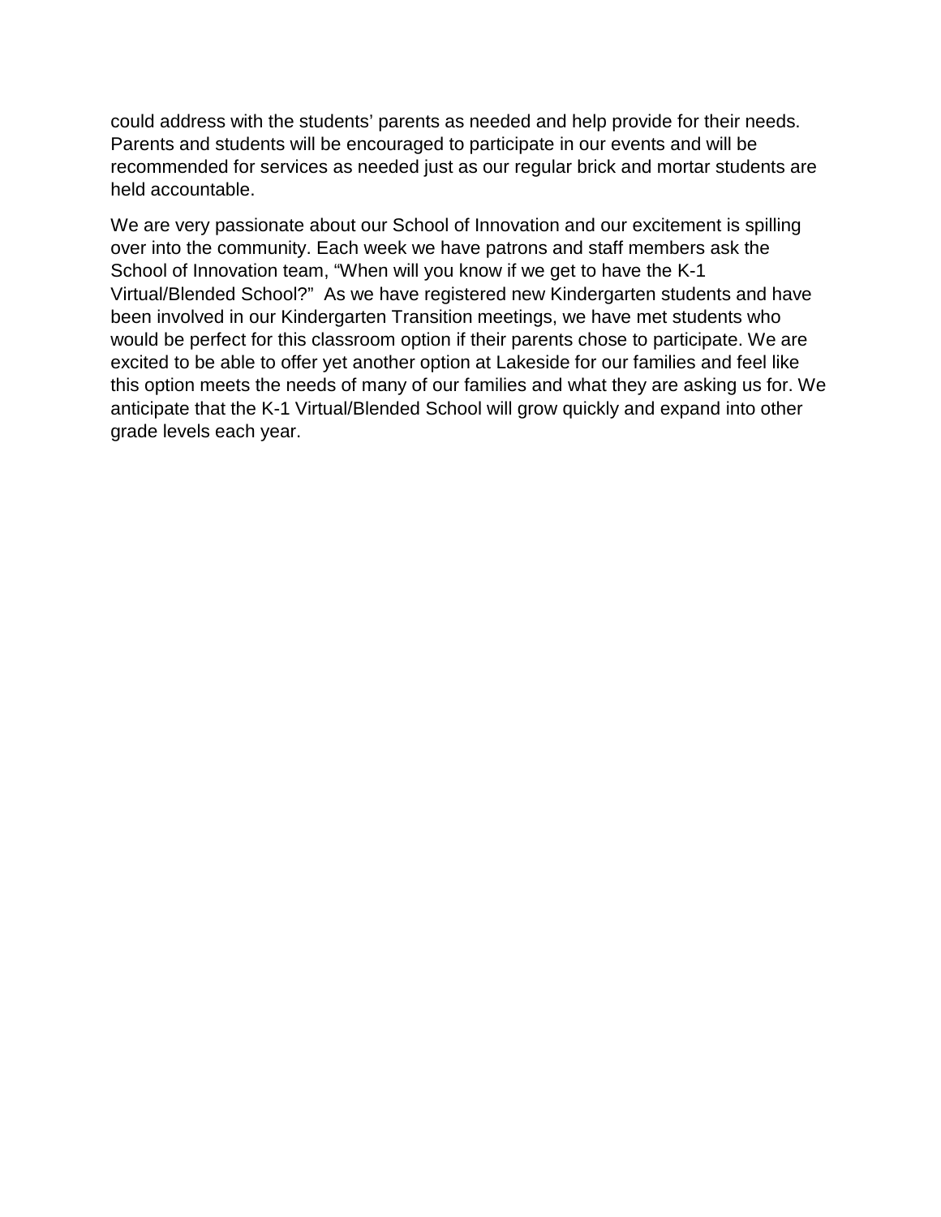could address with the students' parents as needed and help provide for their needs. Parents and students will be encouraged to participate in our events and will be recommended for services as needed just as our regular brick and mortar students are held accountable.

We are very passionate about our School of Innovation and our excitement is spilling over into the community. Each week we have patrons and staff members ask the School of Innovation team, "When will you know if we get to have the K-1 Virtual/Blended School?" As we have registered new Kindergarten students and have been involved in our Kindergarten Transition meetings, we have met students who would be perfect for this classroom option if their parents chose to participate. We are excited to be able to offer yet another option at Lakeside for our families and feel like this option meets the needs of many of our families and what they are asking us for. We anticipate that the K-1 Virtual/Blended School will grow quickly and expand into other grade levels each year.